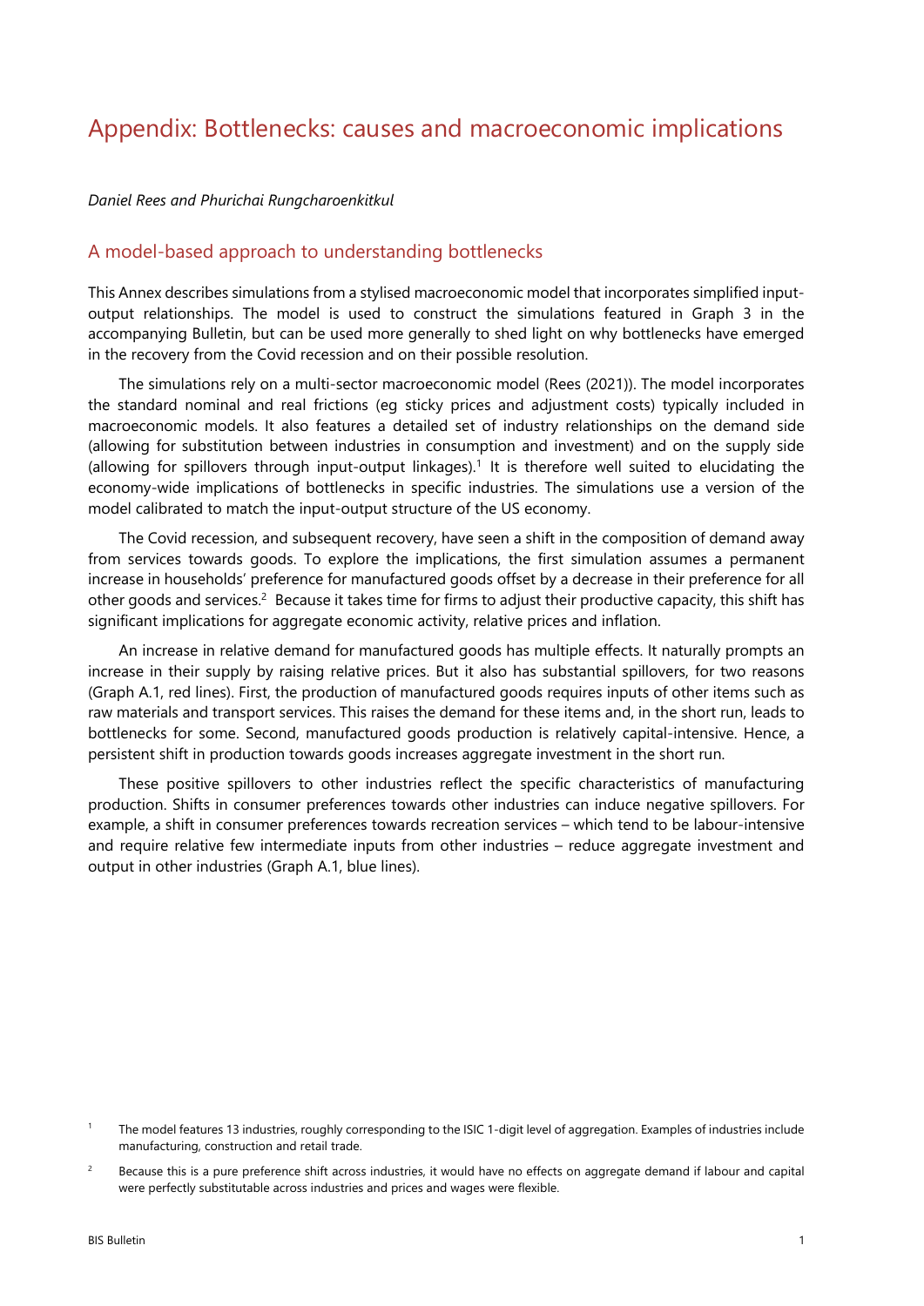# Appendix: Bottlenecks: causes and macroeconomic implications

*Daniel Rees and Phurichai Rungcharoenkitkul*

## A model-based approach to understanding bottlenecks

This Annex describes simulations from a stylised macroeconomic model that incorporates simplified input-output relationships. The model is used to construct the simulations featured in Graph 3 in the accompanying Bulletin, but can be used more generally to shed light on why bottlenecks have emerged in the recovery from the Covid recession and on their possible resolution.

The simulations rely on a multi-sector macroeconomic model (Rees (2021)). The model incorporates the standard nominal and real frictions (eg sticky prices and adjustment costs) typically included in macroeconomic models. It also features a detailed set of industry relationships on the demand side (allowing for substitution between industries in consumption and investment) and on the supply side (allowing for spillovers through input-output linkages).[1] It is therefore well suited to elucidating the economy-wide implications of bottlenecks in specific industries. The simulations use a version of the model calibrated to match the input-output structure of the US economy.

The Covid recession, and subsequent recovery, have seen a shift in the composition of demand away from services towards goods. To explore the implications, the first simulation assumes a permanent increase in households' preference for manufactured goods offset by a decrease in their preference for all other goods and services.[2] Because it takes time for firms to adjust their productive capacity, this shift has significant implications for aggregate economic activity, relative prices and inflation.

An increase in relative demand for manufactured goods has multiple effects. It naturally prompts an increase in their supply by raising relative prices. But it also has substantial spillovers, for two reasons (Graph A.1, red lines). First, the production of manufactured goods requires inputs of other items such as raw materials and transport services. This raises the demand for these items and, in the short run, leads to bottlenecks for some. Second, manufactured goods production is relatively capital-intensive. Hence, a persistent shift in production towards goods increases aggregate investment in the short run.

These positive spillovers to other industries reflect the specific characteristics of manufacturing production. Shifts in consumer preferences towards other industries can induce negative spillovers. For example, a shift in consumer preferences towards recreation services – which tend to be labour-intensive and require relative few intermediate inputs from other industries – reduce aggregate investment and output in other industries (Graph A.1, blue lines).

[1] The model features 13 industries, roughly corresponding to the ISIC 1-digit level of aggregation. Examples of industries include manufacturing, construction and retail trade.

[2] Because this is a pure preference shift across industries, it would have no effects on aggregate demand if labour and capital were perfectly substitutable across industries and prices and wages were flexible.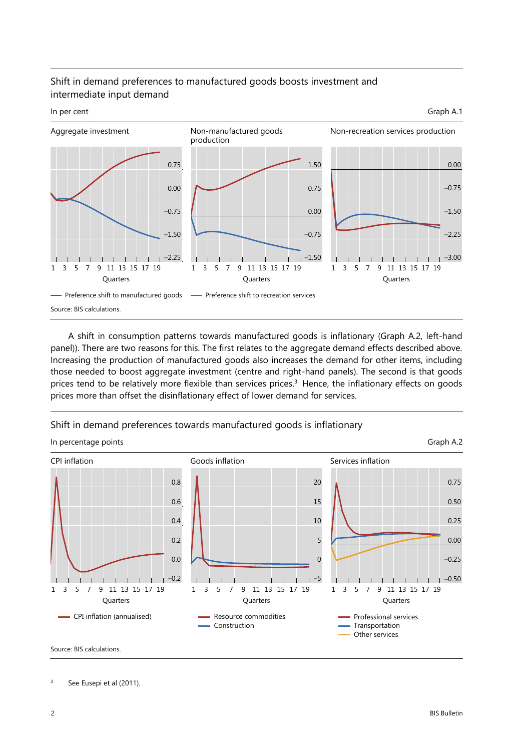## Shift in demand preferences to manufactured goods boosts investment and intermediate input demand

In per cent

Graph A.1

Aggregate investment

Non-manufactured goods production

Non-recreation services production

— Preference shift to manufactured goods — Preference shift to recreation services

Source: BIS calculations.

A shift in consumption patterns towards manufactured goods is inflationary (Graph A.2, left-hand panel)). There are two reasons for this. The first relates to the aggregate demand effects described above. Increasing the production of manufactured goods also increases the demand for other items, including those needed to boost aggregate investment (centre and right-hand panels). The second is that goods prices tend to be relatively more flexible than services prices.[3] Hence, the inflationary effects on goods prices more than offset the disinflationary effect of lower demand for services.

## Shift in demand preferences towards manufactured goods is inflationary

In percentage points

Graph A.2

CPI inflation

Goods inflation

Services inflation

— CPI inflation (annualised)

— Resource commodities — Construction

— Professional services — Transportation — Other services

Source: BIS calculations.

[3] See Eusepi et al (2011).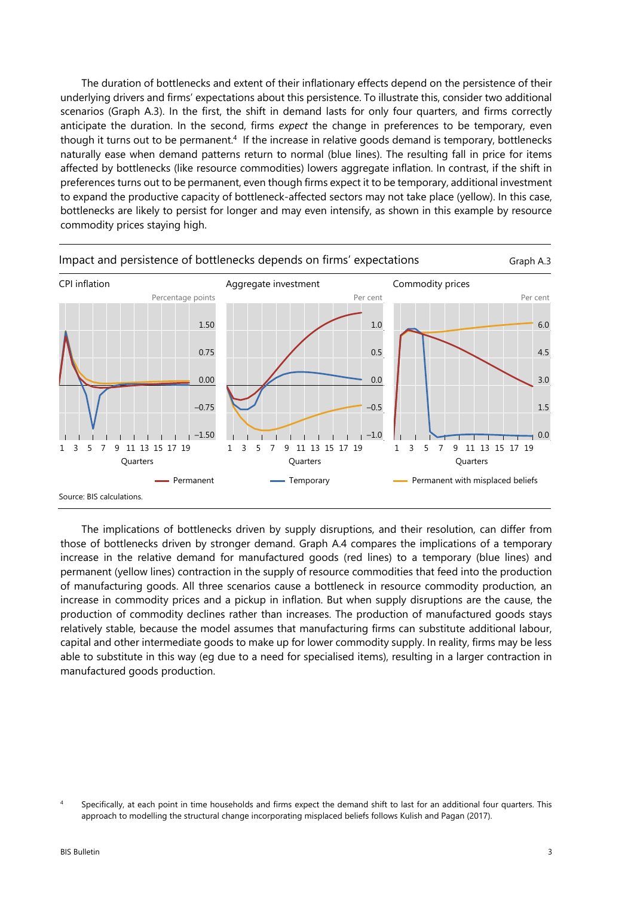The duration of bottlenecks and extent of their inflationary effects depend on the persistence of their underlying drivers and firms' expectations about this persistence. To illustrate this, consider two additional scenarios (Graph A.3). In the first, the shift in demand lasts for only four quarters, and firms correctly anticipate the duration. In the second, firms *expect* the change in preferences to be temporary, even though it turns out to be permanent.[4] If the increase in relative goods demand is temporary, bottlenecks naturally ease when demand patterns return to normal (blue lines). The resulting fall in price for items affected by bottlenecks (like resource commodities) lowers aggregate inflation. In contrast, if the shift in preferences turns out to be permanent, even though firms expect it to be temporary, additional investment to expand the productive capacity of bottleneck-affected sectors may not take place (yellow). In this case, bottlenecks are likely to persist for longer and may even intensify, as shown in this example by resource commodity prices staying high.

Impact and persistence of bottlenecks depends on firms' expectations — Graph A.3

CPI inflation (Percentage points) | Aggregate investment (Per cent) | Commodity prices (Per cent)

Quarters

Permanent — Temporary — Permanent with misplaced beliefs

Source: BIS calculations.

The implications of bottlenecks driven by supply disruptions, and their resolution, can differ from those of bottlenecks driven by stronger demand. Graph A.4 compares the implications of a temporary increase in the relative demand for manufactured goods (red lines) to a temporary (blue lines) and permanent (yellow lines) contraction in the supply of resource commodities that feed into the production of manufacturing goods. All three scenarios cause a bottleneck in resource commodity production, an increase in commodity prices and a pickup in inflation. But when supply disruptions are the cause, the production of commodity declines rather than increases. The production of manufactured goods stays relatively stable, because the model assumes that manufacturing firms can substitute additional labour, capital and other intermediate goods to make up for lower commodity supply. In reality, firms may be less able to substitute in this way (eg due to a need for specialised items), resulting in a larger contraction in manufactured goods production.

[4] Specifically, at each point in time households and firms expect the demand shift to last for an additional four quarters. This approach to modelling the structural change incorporating misplaced beliefs follows Kulish and Pagan (2017).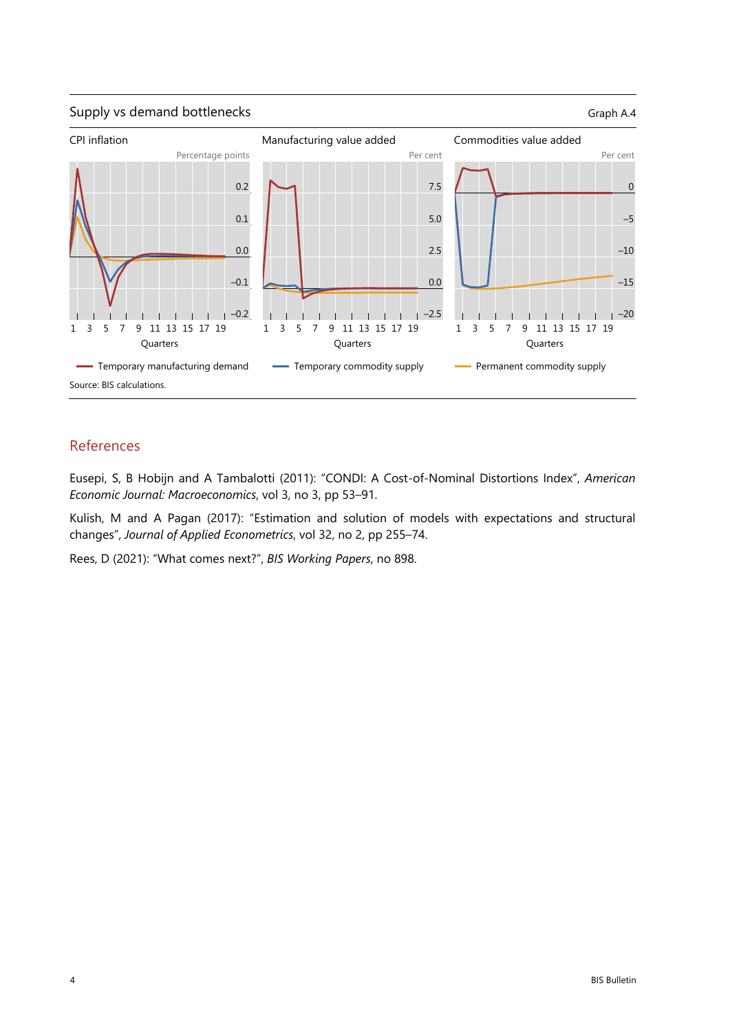Supply vs demand bottlenecks

Graph A.4

CPI inflation

Percentage points

0.2
0.1
0.0
–0.1
–0.2

1 3 5 7 9 11 13 15 17 19

Quarters

Manufacturing value added

Per cent

7.5
5.0
2.5
0.0
–2.5

1 3 5 7 9 11 13 15 17 19

Quarters

Commodities value added

Per cent

0
–5
–10
–15
–20

1 3 5 7 9 11 13 15 17 19

Quarters

Temporary manufacturing demand

Temporary commodity supply

Permanent commodity supply

Source: BIS calculations.

## References

Eusepi, S, B Hobijn and A Tambalotti (2011): "CONDI: A Cost-of-Nominal Distortions Index", *American Economic Journal: Macroeconomics*, vol 3, no 3, pp 53–91.

Kulish, M and A Pagan (2017): "Estimation and solution of models with expectations and structural changes", *Journal of Applied Econometrics*, vol 32, no 2, pp 255–74.

Rees, D (2021): "What comes next?", *BIS Working Papers*, no 898.